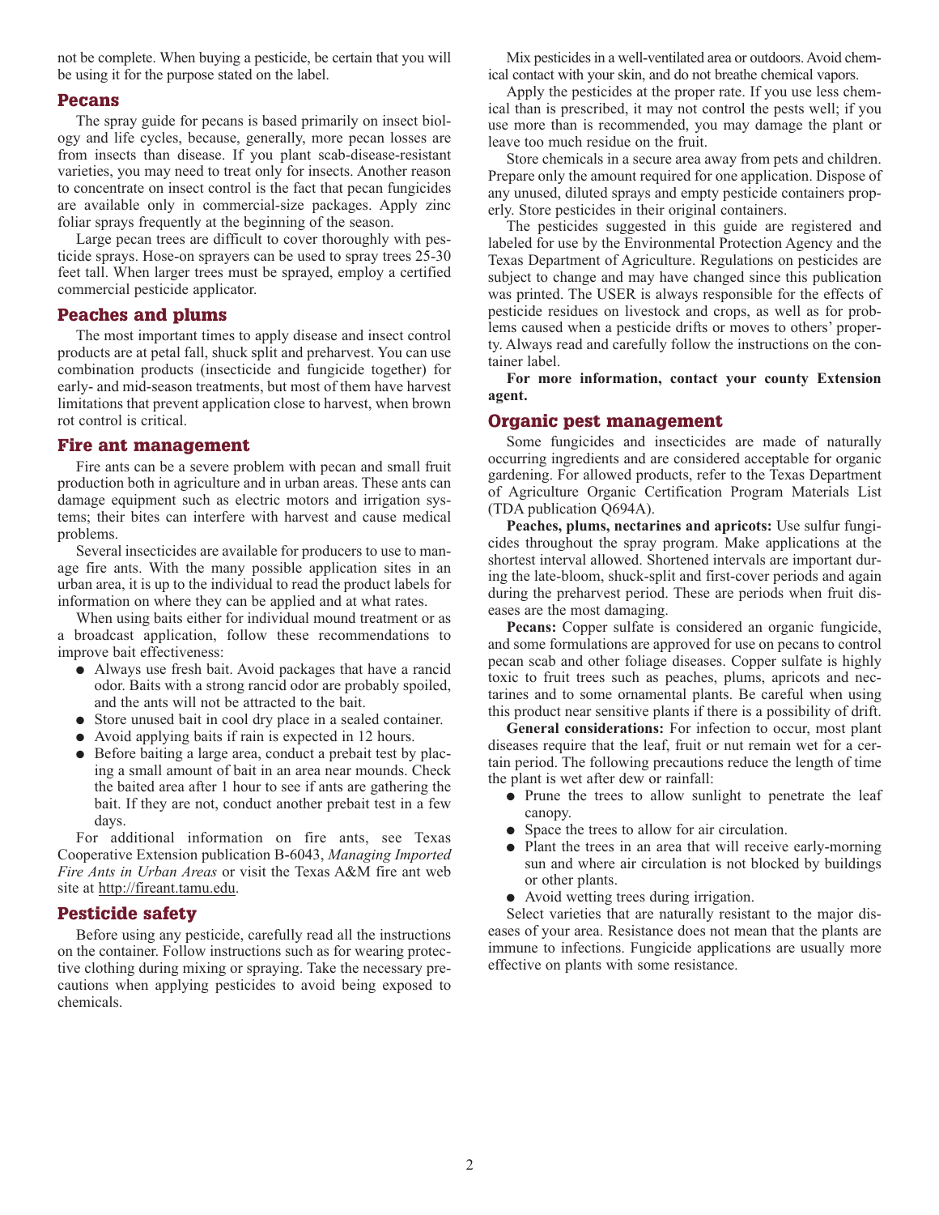not be complete. When buying a pesticide, be certain that you will be using it for the purpose stated on the label.

## Pecans

The spray guide for pecans is based primarily on insect biology and life cycles, because, generally, more pecan losses are from insects than disease. If you plant scab-disease-resistant varieties, you may need to treat only for insects. Another reason to concentrate on insect control is the fact that pecan fungicides are available only in commercial-size packages. Apply zinc foliar sprays frequently at the beginning of the season.

Large pecan trees are difficult to cover thoroughly with pesticide sprays. Hose-on sprayers can be used to spray trees 25-30 feet tall. When larger trees must be sprayed, employ a certified commercial pesticide applicator.

## Peaches and plums

The most important times to apply disease and insect control products are at petal fall, shuck split and preharvest. You can use combination products (insecticide and fungicide together) for early- and mid-season treatments, but most of them have harvest limitations that prevent application close to harvest, when brown rot control is critical.

## Fire ant management

Fire ants can be a severe problem with pecan and small fruit production both in agriculture and in urban areas. These ants can damage equipment such as electric motors and irrigation systems; their bites can interfere with harvest and cause medical problems.

Several insecticides are available for producers to use to manage fire ants. With the many possible application sites in an urban area, it is up to the individual to read the product labels for information on where they can be applied and at what rates.

When using baits either for individual mound treatment or as a broadcast application, follow these recommendations to improve bait effectiveness:

- Always use fresh bait. Avoid packages that have a rancid odor. Baits with a strong rancid odor are probably spoiled, and the ants will not be attracted to the bait.
- Store unused bait in cool dry place in a sealed container.
- Avoid applying baits if rain is expected in 12 hours.
- Before baiting a large area, conduct a prebait test by placing a small amount of bait in an area near mounds. Check the baited area after 1 hour to see if ants are gathering the bait. If they are not, conduct another prebait test in a few days.

For additional information on fire ants, see Texas Cooperative Extension publication B-6043, *Managing Imported Fire Ants in Urban Areas* or visit the Texas A&M fire ant web site at http://fireant.tamu.edu.

## Pesticide safety

Before using any pesticide, carefully read all the instructions on the container. Follow instructions such as for wearing protective clothing during mixing or spraying. Take the necessary precautions when applying pesticides to avoid being exposed to chemicals.

Mix pesticides in a well-ventilated area or outdoors. Avoid chemical contact with your skin, and do not breathe chemical vapors.

Apply the pesticides at the proper rate. If you use less chemical than is prescribed, it may not control the pests well; if you use more than is recommended, you may damage the plant or leave too much residue on the fruit.

Store chemicals in a secure area away from pets and children. Prepare only the amount required for one application. Dispose of any unused, diluted sprays and empty pesticide containers properly. Store pesticides in their original containers.

The pesticides suggested in this guide are registered and labeled for use by the Environmental Protection Agency and the Texas Department of Agriculture. Regulations on pesticides are subject to change and may have changed since this publication was printed. The USER is always responsible for the effects of pesticide residues on livestock and crops, as well as for problems caused when a pesticide drifts or moves to others' property. Always read and carefully follow the instructions on the container label.

**For more information, contact your county Extension agent.**

## Organic pest management

Some fungicides and insecticides are made of naturally occurring ingredients and are considered acceptable for organic gardening. For allowed products, refer to the Texas Department of Agriculture Organic Certification Program Materials List (TDA publication Q694A).

**Peaches, plums, nectarines and apricots:** Use sulfur fungicides throughout the spray program. Make applications at the shortest interval allowed. Shortened intervals are important during the late-bloom, shuck-split and first-cover periods and again during the preharvest period. These are periods when fruit diseases are the most damaging.

**Pecans:** Copper sulfate is considered an organic fungicide, and some formulations are approved for use on pecans to control pecan scab and other foliage diseases. Copper sulfate is highly toxic to fruit trees such as peaches, plums, apricots and nectarines and to some ornamental plants. Be careful when using this product near sensitive plants if there is a possibility of drift.

**General considerations:** For infection to occur, most plant diseases require that the leaf, fruit or nut remain wet for a certain period. The following precautions reduce the length of time the plant is wet after dew or rainfall:

- Prune the trees to allow sunlight to penetrate the leaf canopy.
- Space the trees to allow for air circulation.
- Plant the trees in an area that will receive early-morning sun and where air circulation is not blocked by buildings or other plants.
- Avoid wetting trees during irrigation.

Select varieties that are naturally resistant to the major diseases of your area. Resistance does not mean that the plants are immune to infections. Fungicide applications are usually more effective on plants with some resistance.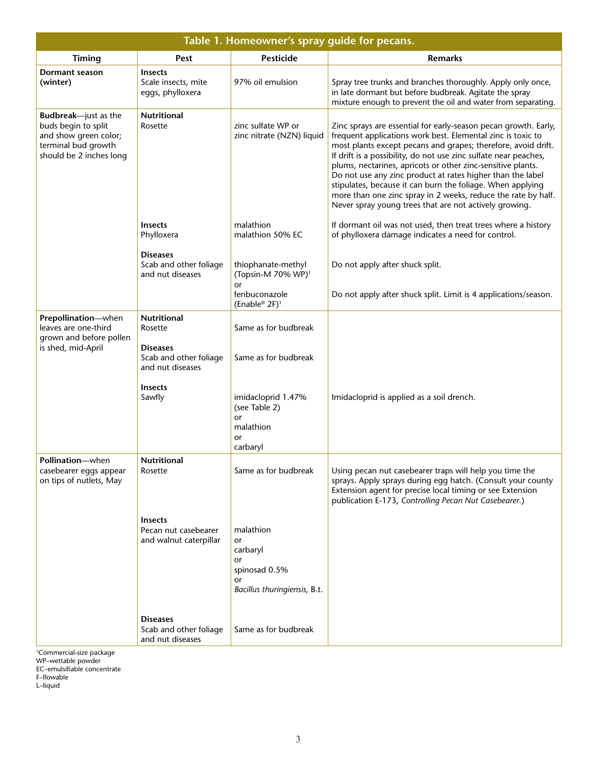**Table 1. Homeowner's spray guide for pecans.**

| Timing | Pest | Pesticide | Remarks |
|---|---|---|---|
| **Dormant season (winter)** | **Insects** Scale insects, mite eggs, phylloxera | 97% oil emulsion | Spray tree trunks and branches thoroughly. Apply only once, in late dormant but before budbreak. Agitate the spray mixture enough to prevent the oil and water from separating. |
| **Budbreak**—just as the buds begin to split and show green color; terminal bud growth should be 2 inches long | **Nutritional** Rosette | zinc sulfate WP or zinc nitrate (NZN) liquid | Zinc sprays are essential for early-season pecan growth. Early, frequent applications work best. Elemental zinc is toxic to most plants except pecans and grapes; therefore, avoid drift. If drift is a possibility, do not use zinc sulfate near peaches, plums, nectarines, apricots or other zinc-sensitive plants. Do not use any zinc product at rates higher than the label stipulates, because it can burn the foliage. When applying more than one zinc spray in 2 weeks, reduce the rate by half. Never spray young trees that are not actively growing. |
| | **Insects** Phylloxera | malathion<br>malathion 50% EC | If dormant oil was not used, then treat trees where a history of phylloxera damage indicates a need for control. |
| | **Diseases** Scab and other foliage and nut diseases | thiophanate-methyl (Topsin-M 70% WP)[1]<br>or<br>fenbuconazole (Enable® 2F)[1] | Do not apply after shuck split.<br><br>Do not apply after shuck split. Limit is 4 applications/season. |
| **Prepollination**—when leaves are one-third grown and before pollen is shed, mid-April | **Nutritional** Rosette | Same as for budbreak | |
| | **Diseases** Scab and other foliage and nut diseases | Same as for budbreak | |
| | **Insects** Sawfly | imidacloprid 1.47% (see Table 2)<br>or<br>malathion<br>or<br>carbaryl | Imidacloprid is applied as a soil drench. |
| **Pollination**—when casebearer eggs appear on tips of nutlets, May | **Nutritional** Rosette | Same as for budbreak | Using pecan nut casebearer traps will help you time the sprays. Apply sprays during egg hatch. (Consult your county Extension agent for precise local timing or see Extension publication E-173, *Controlling Pecan Nut Casebearer.*) |
| | **Insects** Pecan nut casebearer and walnut caterpillar | malathion<br>or<br>carbaryl<br>or<br>spinosad 0.5%<br>or<br>*Bacillus thuringiensis*, B.t. | |
| | **Diseases** Scab and other foliage and nut diseases | Same as for budbreak | |

[1]Commercial-size package
WP–wettable powder
EC–emulsifiable concentrate
F–flowable
L–liquid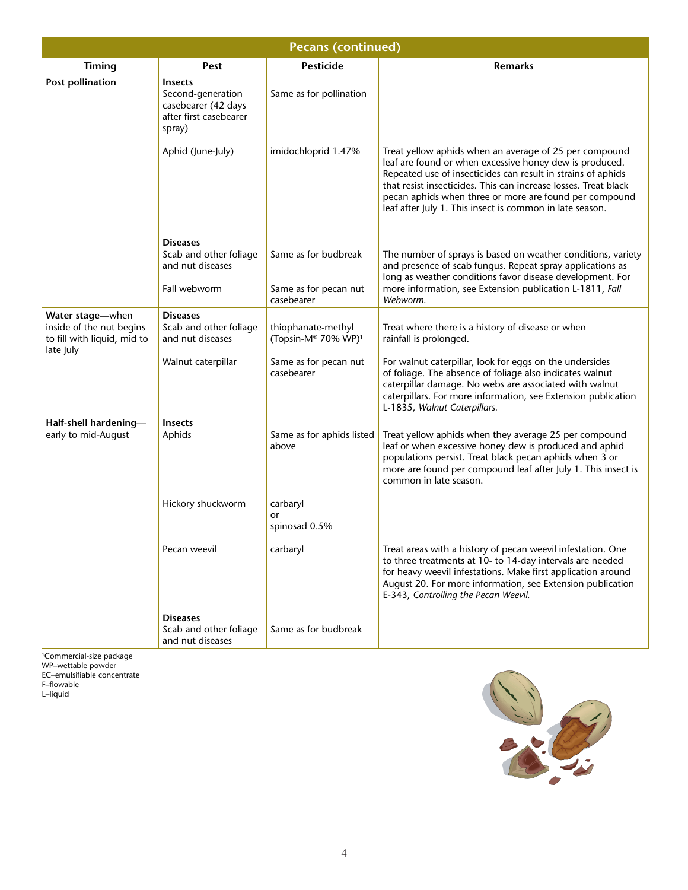| Pecans (continued) | | | |
|---|---|---|---|
| **Timing** | **Pest** | **Pesticide** | **Remarks** |
| **Post pollination** | **Insects** Second-generation casebearer (42 days after first casebearer spray) | Same as for pollination | |
| | Aphid (June-July) | imidochloprid 1.47% | Treat yellow aphids when an average of 25 per compound leaf are found or when excessive honey dew is produced. Repeated use of insecticides can result in strains of aphids that resist insecticides. This can increase losses. Treat black pecan aphids when three or more are found per compound leaf after July 1. This insect is common in late season. |
| | **Diseases** Scab and other foliage and nut diseases | Same as for budbreak | The number of sprays is based on weather conditions, variety and presence of scab fungus. Repeat spray applications as long as weather conditions favor disease development. For more information, see Extension publication L-1811, *Fall Webworm.* |
| | Fall webworm | Same as for pecan nut casebearer | |
| **Water stage**—when inside of the nut begins to fill with liquid, mid to late July | **Diseases** Scab and other foliage and nut diseases | thiophanate-methyl (Topsin-M® 70% WP)[1] | Treat where there is a history of disease or when rainfall is prolonged. |
| | Walnut caterpillar | Same as for pecan nut casebearer | For walnut caterpillar, look for eggs on the undersides of foliage. The absence of foliage also indicates walnut caterpillar damage. No webs are associated with walnut caterpillars. For more information, see Extension publication L-1835, *Walnut Caterpillars.* |
| **Half-shell hardening**—early to mid-August | **Insects** Aphids | Same as for aphids listed above | Treat yellow aphids when they average 25 per compound leaf or when excessive honey dew is produced and aphid populations persist. Treat black pecan aphids when 3 or more are found per compound leaf after July 1. This insect is common in late season. |
| | Hickory shuckworm | carbaryl or spinosad 0.5% | |
| | Pecan weevil | carbaryl | Treat areas with a history of pecan weevil infestation. One to three treatments at 10- to 14-day intervals are needed for heavy weevil infestations. Make first application around August 20. For more information, see Extension publication E-343, *Controlling the Pecan Weevil.* |
| | **Diseases** Scab and other foliage and nut diseases | Same as for budbreak | |

[1]Commercial-size package
WP–wettable powder
EC–emulsifiable concentrate
F–flowable
L–liquid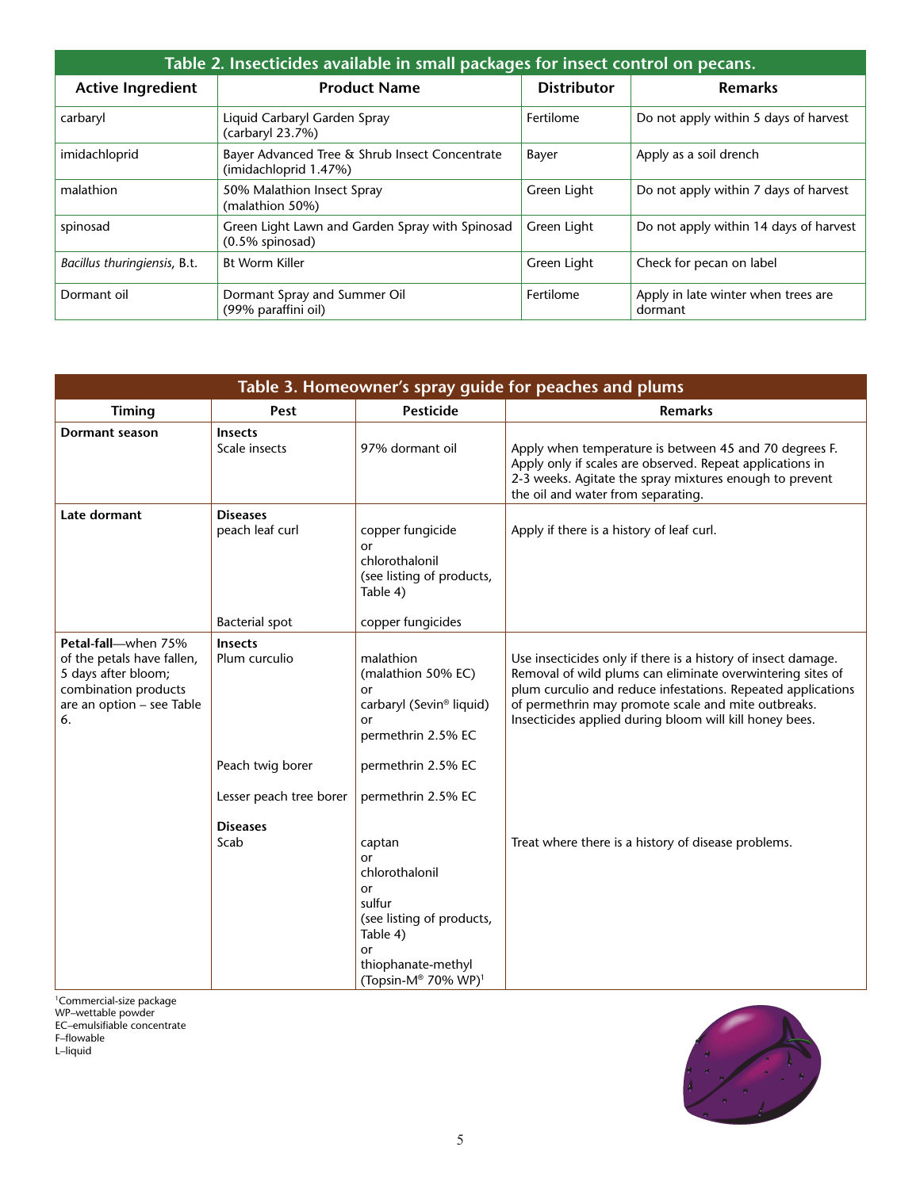**Table 2. Insecticides available in small packages for insect control on pecans.**

| Active Ingredient | Product Name | Distributor | Remarks |
|---|---|---|---|
| carbaryl | Liquid Carbaryl Garden Spray (carbaryl 23.7%) | Fertilome | Do not apply within 5 days of harvest |
| imidachloprid | Bayer Advanced Tree & Shrub Insect Concentrate (imidachloprid 1.47%) | Bayer | Apply as a soil drench |
| malathion | 50% Malathion Insect Spray (malathion 50%) | Green Light | Do not apply within 7 days of harvest |
| spinosad | Green Light Lawn and Garden Spray with Spinosad (0.5% spinosad) | Green Light | Do not apply within 14 days of harvest |
| *Bacillus thuringiensis*, B.t. | Bt Worm Killer | Green Light | Check for pecan on label |
| Dormant oil | Dormant Spray and Summer Oil (99% paraffini oil) | Fertilome | Apply in late winter when trees are dormant |

**Table 3. Homeowner's spray guide for peaches and plums**

| Timing | Pest | Pesticide | Remarks |
|---|---|---|---|
| **Dormant season** | **Insects** Scale insects | 97% dormant oil | Apply when temperature is between 45 and 70 degrees F. Apply only if scales are observed. Repeat applications in 2-3 weeks. Agitate the spray mixtures enough to prevent the oil and water from separating. |
| **Late dormant** | **Diseases** peach leaf curl | copper fungicide or chlorothalonil (see listing of products, Table 4) | Apply if there is a history of leaf curl. |
| | Bacterial spot | copper fungicides | |
| **Petal-fall**—when 75% of the petals have fallen, 5 days after bloom; combination products are an option – see Table 6. | **Insects** Plum curculio | malathion (malathion 50% EC) or carbaryl (Sevin® liquid) or permethrin 2.5% EC | Use insecticides only if there is a history of insect damage. Removal of wild plums can eliminate overwintering sites of plum curculio and reduce infestations. Repeated applications of permethrin may promote scale and mite outbreaks. Insecticides applied during bloom will kill honey bees. |
| | Peach twig borer | permethrin 2.5% EC | |
| | Lesser peach tree borer | permethrin 2.5% EC | |
| | **Diseases** Scab | captan or chlorothalonil or sulfur (see listing of products, Table 4) or thiophanate-methyl (Topsin-M® 70% WP)[1] | Treat where there is a history of disease problems. |

[1]Commercial-size package
WP–wettable powder
EC–emulsifiable concentrate
F–flowable
L–liquid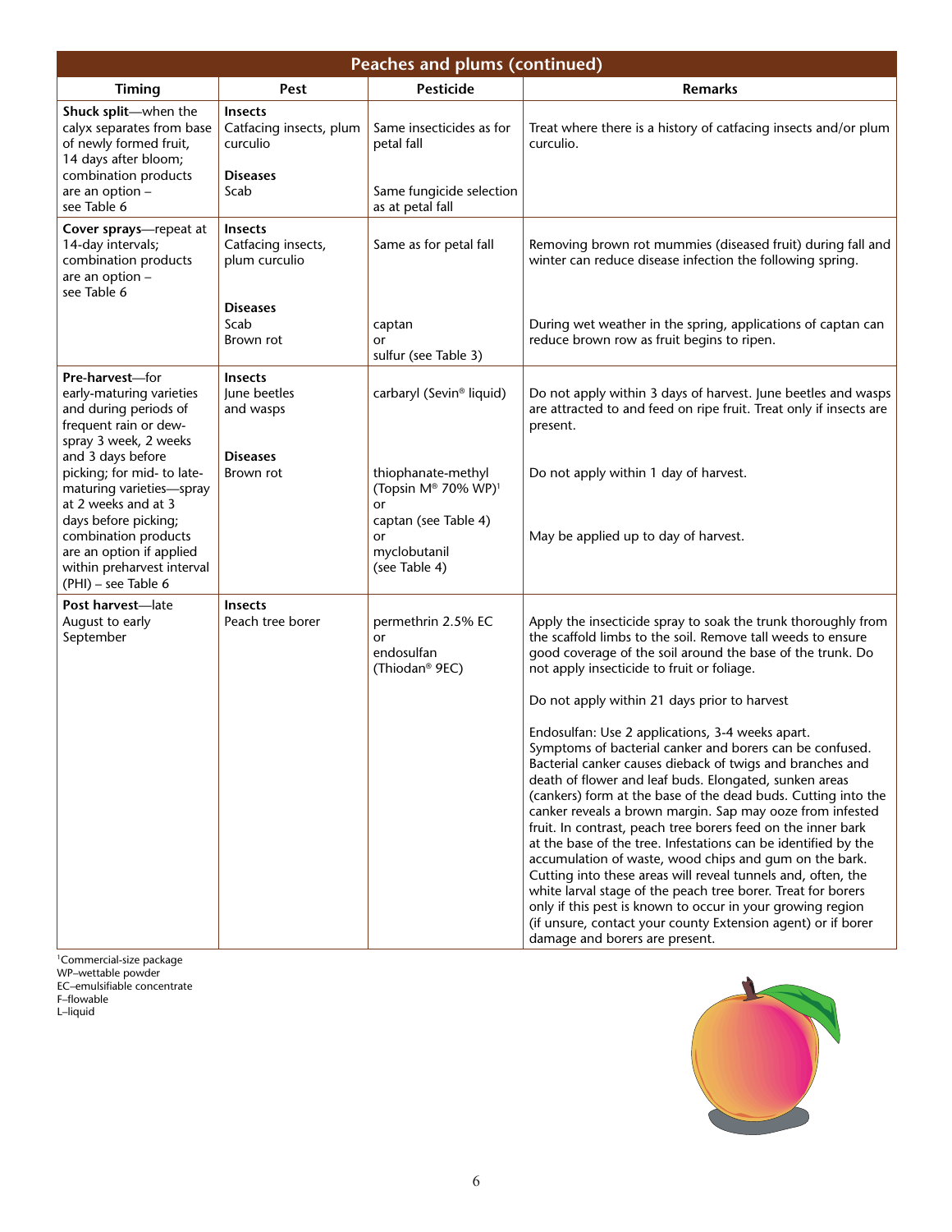## Peaches and plums (continued)

| Timing | Pest | Pesticide | Remarks |
|---|---|---|---|
| **Shuck split**—when the calyx separates from base of newly formed fruit, 14 days after bloom; combination products are an option – see Table 6 | **Insects**<br>Catfacing insects, plum curculio | Same insecticides as for petal fall | Treat where there is a history of catfacing insects and/or plum curculio. |
| | **Diseases**<br>Scab | Same fungicide selection as at petal fall | |
| **Cover sprays**—repeat at 14-day intervals; combination products are an option – see Table 6 | **Insects**<br>Catfacing insects, plum curculio | Same as for petal fall | Removing brown rot mummies (diseased fruit) during fall and winter can reduce disease infection the following spring. |
| | **Diseases**<br>Scab<br>Brown rot | captan<br>or<br>sulfur (see Table 3) | During wet weather in the spring, applications of captan can reduce brown row as fruit begins to ripen. |
| **Pre-harvest**—for early-maturing varieties and during periods of frequent rain or dew-spray 3 week, 2 weeks and 3 days before picking; for mid- to late-maturing varieties—spray at 2 weeks and at 3 days before picking; combination products are an option if applied within preharvest interval (PHI) – see Table 6 | **Insects**<br>June beetles and wasps | carbaryl (Sevin® liquid) | Do not apply within 3 days of harvest. June beetles and wasps are attracted to and feed on ripe fruit. Treat only if insects are present. |
| | **Diseases**<br>Brown rot | thiophanate-methyl (Topsin M® 70% WP)[1]<br>or<br>captan (see Table 4)<br>or<br>myclobutanil (see Table 4) | Do not apply within 1 day of harvest.<br><br>May be applied up to day of harvest. |
| **Post harvest**—late August to early September | **Insects**<br>Peach tree borer | permethrin 2.5% EC<br>or<br>endosulfan (Thiodan® 9EC) | Apply the insecticide spray to soak the trunk thoroughly from the scaffold limbs to the soil. Remove tall weeds to ensure good coverage of the soil around the base of the trunk. Do not apply insecticide to fruit or foliage.<br><br>Do not apply within 21 days prior to harvest<br><br>Endosulfan: Use 2 applications, 3-4 weeks apart. Symptoms of bacterial canker and borers can be confused. Bacterial canker causes dieback of twigs and branches and death of flower and leaf buds. Elongated, sunken areas (cankers) form at the base of the dead buds. Cutting into the canker reveals a brown margin. Sap may ooze from infested fruit. In contrast, peach tree borers feed on the inner bark at the base of the tree. Infestations can be identified by the accumulation of waste, wood chips and gum on the bark. Cutting into these areas will reveal tunnels and, often, the white larval stage of the peach tree borer. Treat for borers only if this pest is known to occur in your growing region (if unsure, contact your county Extension agent) or if borer damage and borers are present. |

[1]Commercial-size package
WP–wettable powder
EC–emulsifiable concentrate
F–flowable
L–liquid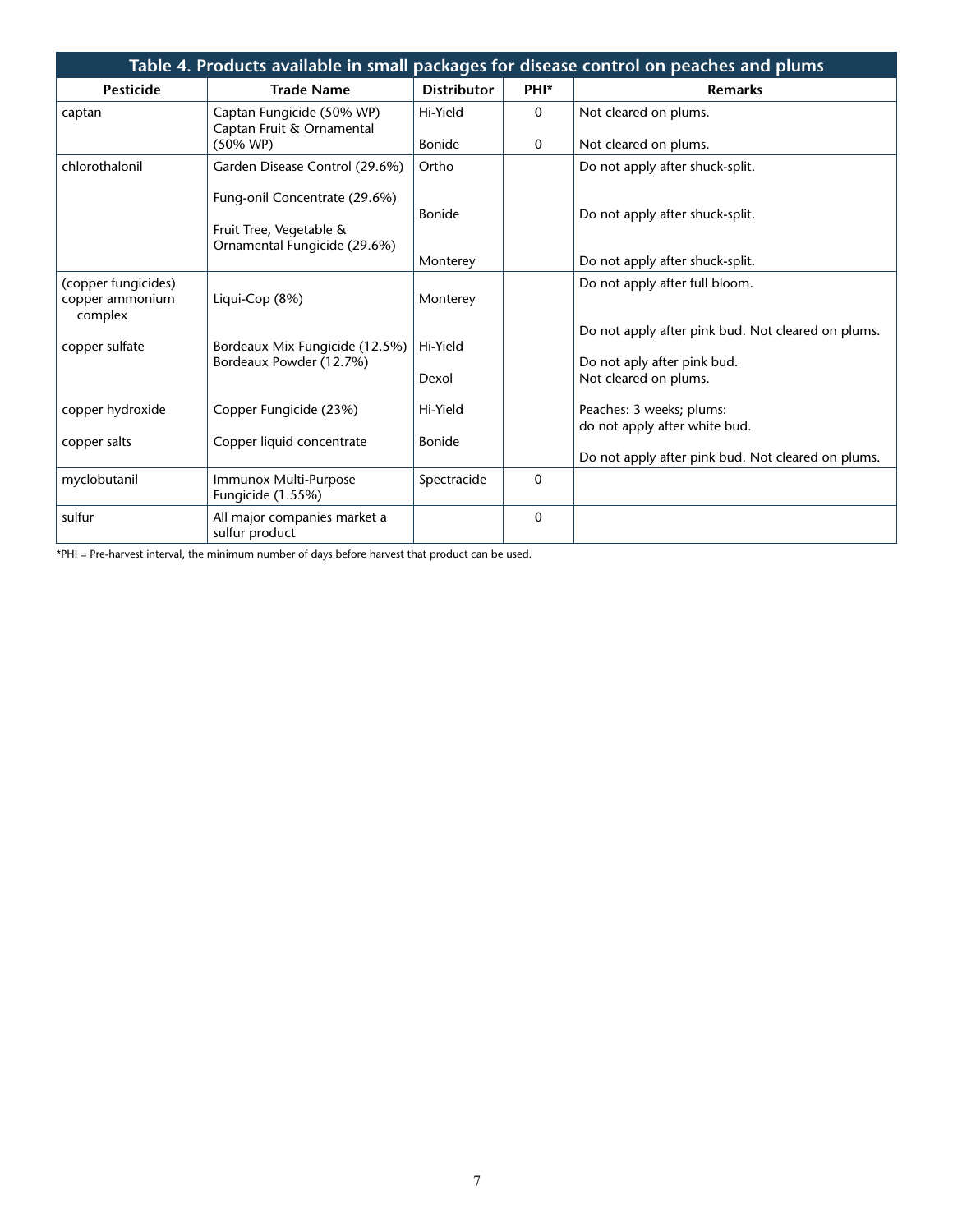| Table 4. Products available in small packages for disease control on peaches and plums | | | | |
|---|---|---|---|---|
| **Pesticide** | **Trade Name** | **Distributor** | **PHI*** | **Remarks** |
| captan | Captan Fungicide (50% WP) | Hi-Yield | 0 | Not cleared on plums. |
| | Captan Fruit & Ornamental (50% WP) | Bonide | 0 | Not cleared on plums. |
| chlorothalonil | Garden Disease Control (29.6%) | Ortho | | Do not apply after shuck-split. |
| | Fung-onil Concentrate (29.6%) | Bonide | | Do not apply after shuck-split. |
| | Fruit Tree, Vegetable & Ornamental Fungicide (29.6%) | Monterey | | Do not apply after shuck-split. |
| (copper fungicides) copper ammonium complex | Liqui-Cop (8%) | Monterey | | Do not apply after full bloom. |
| copper sulfate | Bordeaux Mix Fungicide (12.5%) | Hi-Yield | | Do not apply after pink bud. Not cleared on plums. |
| | Bordeaux Powder (12.7%) | Dexol | | Do not aply after pink bud. Not cleared on plums. |
| copper hydroxide | Copper Fungicide (23%) | Hi-Yield | | Peaches: 3 weeks; plums: do not apply after white bud. |
| copper salts | Copper liquid concentrate | Bonide | | Do not apply after pink bud. Not cleared on plums. |
| myclobutanil | Immunox Multi-Purpose Fungicide (1.55%) | Spectracide | 0 | |
| sulfur | All major companies market a sulfur product | | 0 | |

*PHI = Pre-harvest interval, the minimum number of days before harvest that product can be used.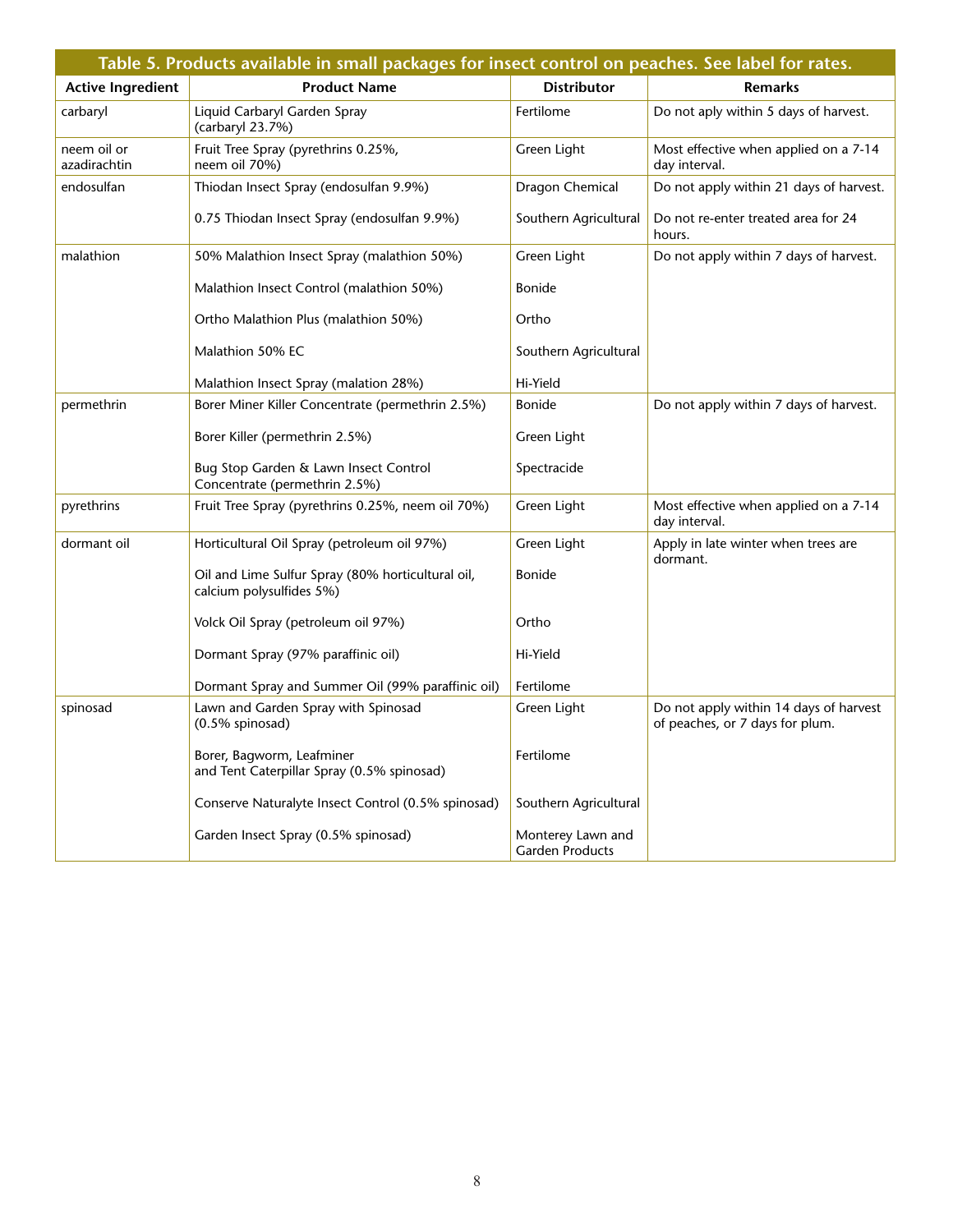**Table 5. Products available in small packages for insect control on peaches. See label for rates.**

| Active Ingredient | Product Name | Distributor | Remarks |
| --- | --- | --- | --- |
| carbaryl | Liquid Carbaryl Garden Spray (carbaryl 23.7%) | Fertilome | Do not aply within 5 days of harvest. |
| neem oil or azadirachtin | Fruit Tree Spray (pyrethrins 0.25%, neem oil 70%) | Green Light | Most effective when applied on a 7-14 day interval. |
| endosulfan | Thiodan Insect Spray (endosulfan 9.9%) | Dragon Chemical | Do not apply within 21 days of harvest. |
| | 0.75 Thiodan Insect Spray (endosulfan 9.9%) | Southern Agricultural | Do not re-enter treated area for 24 hours. |
| malathion | 50% Malathion Insect Spray (malathion 50%) | Green Light | Do not apply within 7 days of harvest. |
| | Malathion Insect Control (malathion 50%) | Bonide | |
| | Ortho Malathion Plus (malathion 50%) | Ortho | |
| | Malathion 50% EC | Southern Agricultural | |
| | Malathion Insect Spray (malation 28%) | Hi-Yield | |
| permethrin | Borer Miner Killer Concentrate (permethrin 2.5%) | Bonide | Do not apply within 7 days of harvest. |
| | Borer Killer (permethrin 2.5%) | Green Light | |
| | Bug Stop Garden & Lawn Insect Control Concentrate (permethrin 2.5%) | Spectracide | |
| pyrethrins | Fruit Tree Spray (pyrethrins 0.25%, neem oil 70%) | Green Light | Most effective when applied on a 7-14 day interval. |
| dormant oil | Horticultural Oil Spray (petroleum oil 97%) | Green Light | Apply in late winter when trees are dormant. |
| | Oil and Lime Sulfur Spray (80% horticultural oil, calcium polysulfides 5%) | Bonide | |
| | Volck Oil Spray (petroleum oil 97%) | Ortho | |
| | Dormant Spray (97% paraffinic oil) | Hi-Yield | |
| | Dormant Spray and Summer Oil (99% paraffinic oil) | Fertilome | |
| spinosad | Lawn and Garden Spray with Spinosad (0.5% spinosad) | Green Light | Do not apply within 14 days of harvest of peaches, or 7 days for plum. |
| | Borer, Bagworm, Leafminer and Tent Caterpillar Spray (0.5% spinosad) | Fertilome | |
| | Conserve Naturalyte Insect Control (0.5% spinosad) | Southern Agricultural | |
| | Garden Insect Spray (0.5% spinosad) | Monterey Lawn and Garden Products | |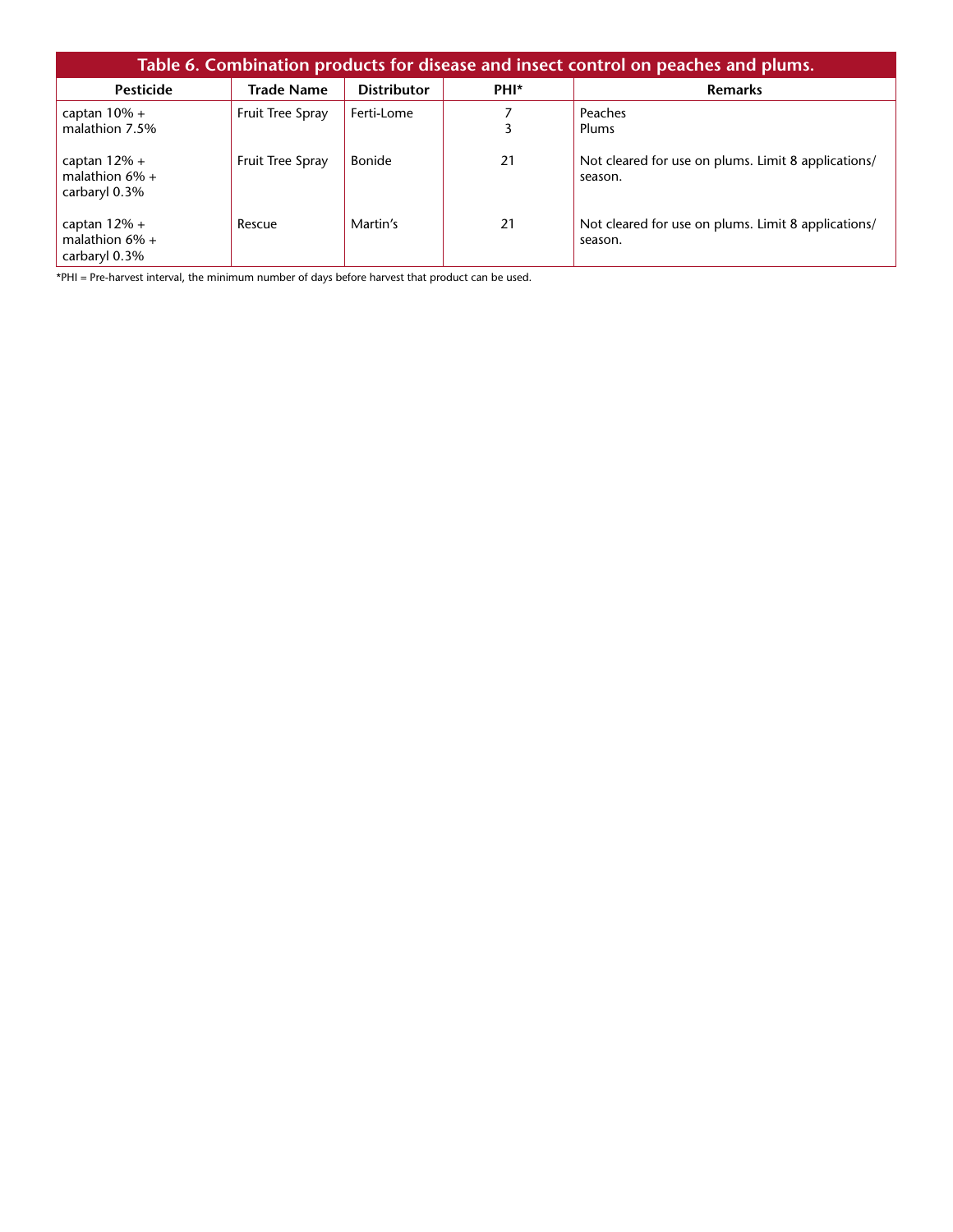## Table 6. Combination products for disease and insect control on peaches and plums.

| Pesticide | Trade Name | Distributor | PHI* | Remarks |
|---|---|---|---|---|
| captan 10% + malathion 7.5% | Fruit Tree Spray | Ferti-Lome | 7<br>3 | Peaches<br>Plums |
| captan 12% + malathion 6% + carbaryl 0.3% | Fruit Tree Spray | Bonide | 21 | Not cleared for use on plums. Limit 8 applications/ season. |
| captan 12% + malathion 6% + carbaryl 0.3% | Rescue | Martin's | 21 | Not cleared for use on plums. Limit 8 applications/ season. |

*PHI = Pre-harvest interval, the minimum number of days before harvest that product can be used.